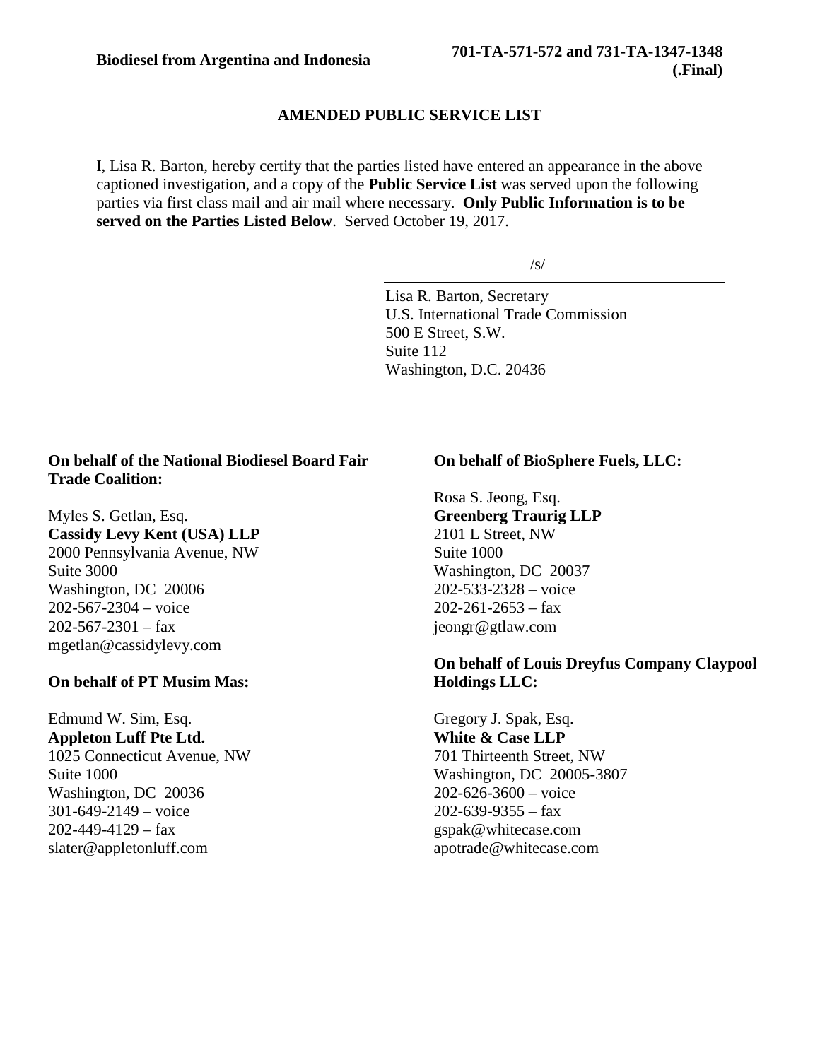**Biodiesel from Argentina and Indonesia** **701-TA-571-572 and 731-TA-1347-1348 (.Final)**

## AMENDED PUBLIC SERVICE LIST

I, Lisa R. Barton, hereby certify that the parties listed have entered an appearance in the above captioned investigation, and a copy of the **Public Service List** was served upon the following parties via first class mail and air mail where necessary. **Only Public Information is to be served on the Parties Listed Below**. Served October 19, 2017.

/s/

Lisa R. Barton, Secretary
U.S. International Trade Commission
500 E Street, S.W.
Suite 112
Washington, D.C. 20436

**On behalf of the National Biodiesel Board Fair Trade Coalition:**

Myles S. Getlan, Esq.
**Cassidy Levy Kent (USA) LLP**
2000 Pennsylvania Avenue, NW
Suite 3000
Washington, DC 20006
202-567-2304 – voice
202-567-2301 – fax
mgetlan@cassidylevy.com

**On behalf of PT Musim Mas:**

Edmund W. Sim, Esq.
**Appleton Luff Pte Ltd.**
1025 Connecticut Avenue, NW
Suite 1000
Washington, DC 20036
301-649-2149 – voice
202-449-4129 – fax
slater@appletonluff.com

**On behalf of BioSphere Fuels, LLC:**

Rosa S. Jeong, Esq.
**Greenberg Traurig LLP**
2101 L Street, NW
Suite 1000
Washington, DC 20037
202-533-2328 – voice
202-261-2653 – fax
jeongr@gtlaw.com

**On behalf of Louis Dreyfus Company Claypool Holdings LLC:**

Gregory J. Spak, Esq.
**White & Case LLP**
701 Thirteenth Street, NW
Washington, DC 20005-3807
202-626-3600 – voice
202-639-9355 – fax
gspak@whitecase.com
apotrade@whitecase.com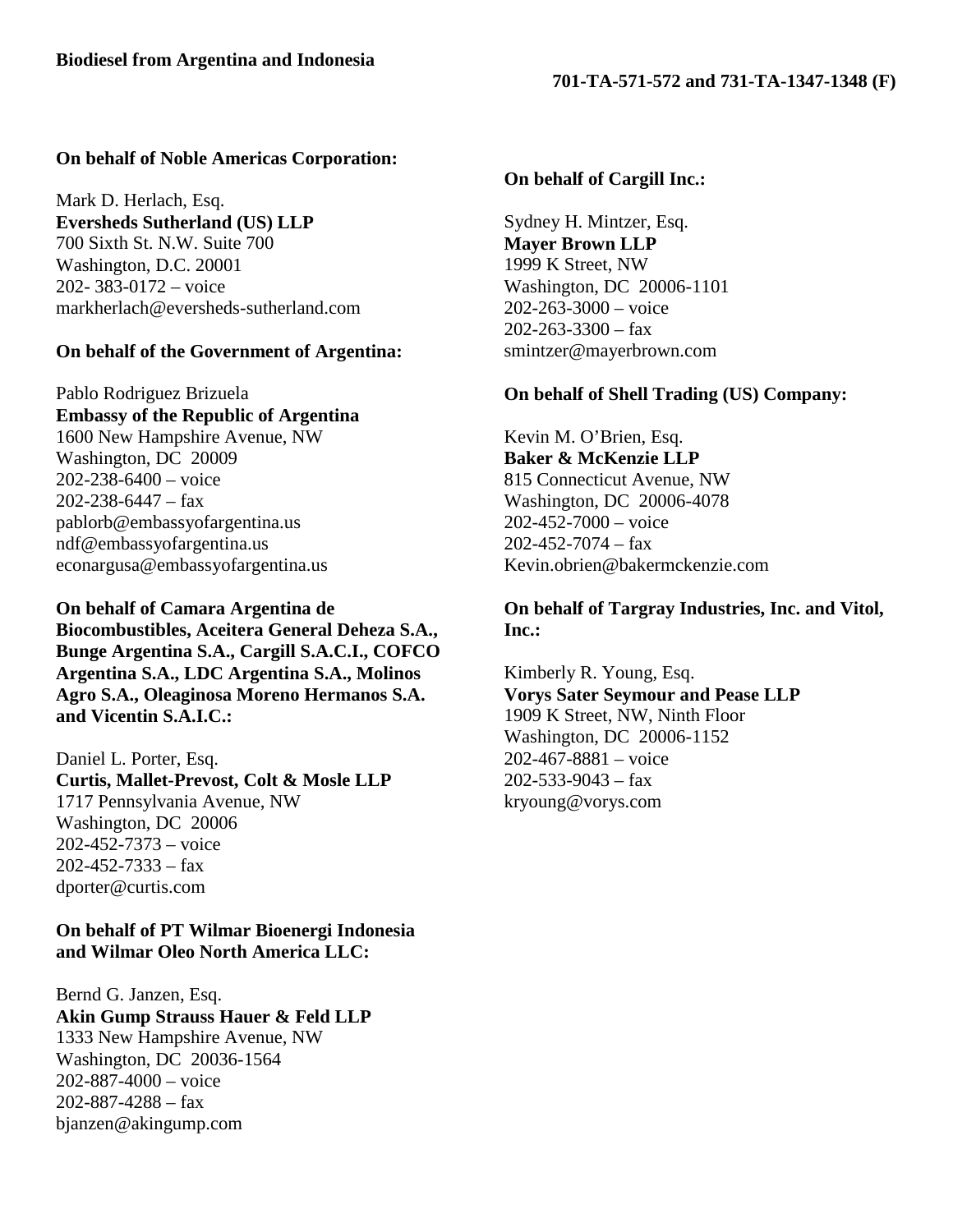**Biodiesel from Argentina and Indonesia**

**701-TA-571-572 and 731-TA-1347-1348 (F)**

**On behalf of Noble Americas Corporation:**

Mark D. Herlach, Esq.
**Eversheds Sutherland (US) LLP**
700 Sixth St. N.W. Suite 700
Washington, D.C. 20001
202- 383-0172 – voice
markherlach@eversheds-sutherland.com

**On behalf of the Government of Argentina:**

Pablo Rodriguez Brizuela
**Embassy of the Republic of Argentina**
1600 New Hampshire Avenue, NW
Washington, DC 20009
202-238-6400 – voice
202-238-6447 – fax
pablorb@embassyofargentina.us
ndf@embassyofargentina.us
econargusa@embassyofargentina.us

**On behalf of Camara Argentina de Biocombustibles, Aceitera General Deheza S.A., Bunge Argentina S.A., Cargill S.A.C.I., COFCO Argentina S.A., LDC Argentina S.A., Molinos Agro S.A., Oleaginosa Moreno Hermanos S.A. and Vicentin S.A.I.C.:**

Daniel L. Porter, Esq.
**Curtis, Mallet-Prevost, Colt & Mosle LLP**
1717 Pennsylvania Avenue, NW
Washington, DC 20006
202-452-7373 – voice
202-452-7333 – fax
dporter@curtis.com

**On behalf of PT Wilmar Bioenergi Indonesia and Wilmar Oleo North America LLC:**

Bernd G. Janzen, Esq.
**Akin Gump Strauss Hauer & Feld LLP**
1333 New Hampshire Avenue, NW
Washington, DC 20036-1564
202-887-4000 – voice
202-887-4288 – fax
bjanzen@akingump.com

**On behalf of Cargill Inc.:**

Sydney H. Mintzer, Esq.
**Mayer Brown LLP**
1999 K Street, NW
Washington, DC 20006-1101
202-263-3000 – voice
202-263-3300 – fax
smintzer@mayerbrown.com

**On behalf of Shell Trading (US) Company:**

Kevin M. O'Brien, Esq.
**Baker & McKenzie LLP**
815 Connecticut Avenue, NW
Washington, DC 20006-4078
202-452-7000 – voice
202-452-7074 – fax
Kevin.obrien@bakermckenzie.com

**On behalf of Targray Industries, Inc. and Vitol, Inc.:**

Kimberly R. Young, Esq.
**Vorys Sater Seymour and Pease LLP**
1909 K Street, NW, Ninth Floor
Washington, DC 20006-1152
202-467-8881 – voice
202-533-9043 – fax
kryoung@vorys.com